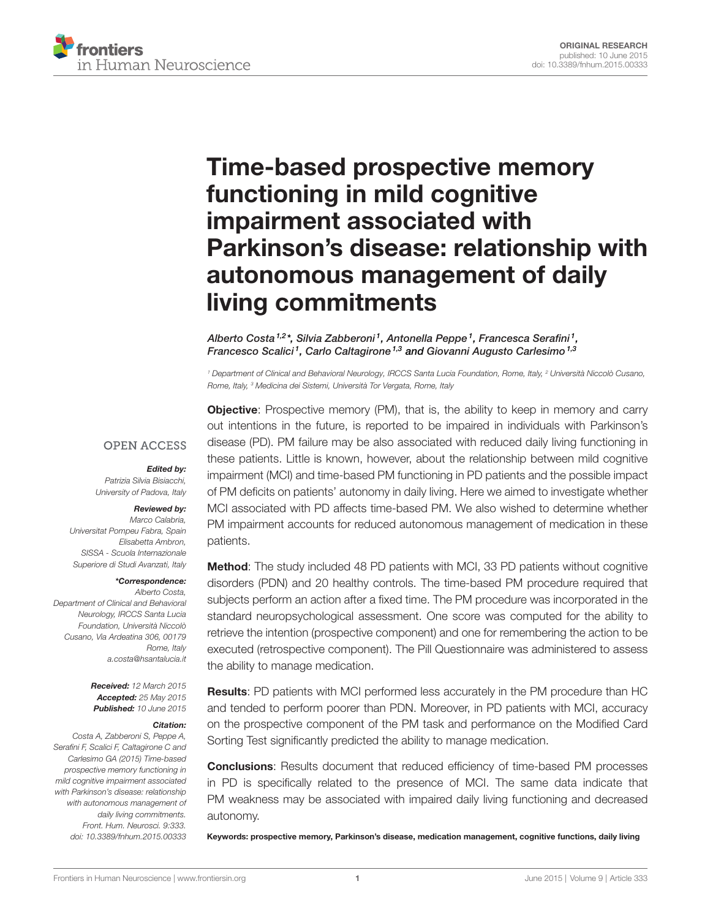ORIGINAL RESEARCH
published: 10 June 2015
doi: 10.3389/fnhum.2015.00333

# Time-based prospective memory functioning in mild cognitive impairment associated with Parkinson's disease: relationship with autonomous management of daily living commitments

*Alberto Costa[1,2]\*, Silvia Zabberoni[1], Antonella Peppe[1], Francesca Serafini[1], Francesco Scalici[1], Carlo Caltagirone[1,3] and Giovanni Augusto Carlesimo[1,3]*

[1] Department of Clinical and Behavioral Neurology, IRCCS Santa Lucia Foundation, Rome, Italy, [2] Università Niccolò Cusano, Rome, Italy, [3] Medicina dei Sistemi, Università Tor Vergata, Rome, Italy

OPEN ACCESS

***Edited by:***
*Patrizia Silvia Bisiacchi, University of Padova, Italy*

***Reviewed by:***
*Marco Calabria, Universitat Pompeu Fabra, Spain*
*Elisabetta Ambron, SISSA - Scuola Internazionale Superiore di Studi Avanzati, Italy*

***\*Correspondence:***
*Alberto Costa, Department of Clinical and Behavioral Neurology, IRCCS Santa Lucia Foundation, Università Niccolò Cusano, Via Ardeatina 306, 00179 Rome, Italy*
*a.costa@hsantalucia.it*

***Received:*** *12 March 2015*
***Accepted:*** *25 May 2015*
***Published:*** *10 June 2015*

***Citation:***
*Costa A, Zabberoni S, Peppe A, Serafini F, Scalici F, Caltagirone C and Carlesimo GA (2015) Time-based prospective memory functioning in mild cognitive impairment associated with Parkinson's disease: relationship with autonomous management of daily living commitments. Front. Hum. Neurosci. 9:333. doi: 10.3389/fnhum.2015.00333*

**Objective**: Prospective memory (PM), that is, the ability to keep in memory and carry out intentions in the future, is reported to be impaired in individuals with Parkinson's disease (PD). PM failure may be also associated with reduced daily living functioning in these patients. Little is known, however, about the relationship between mild cognitive impairment (MCI) and time-based PM functioning in PD patients and the possible impact of PM deficits on patients' autonomy in daily living. Here we aimed to investigate whether MCI associated with PD affects time-based PM. We also wished to determine whether PM impairment accounts for reduced autonomous management of medication in these patients.

**Method**: The study included 48 PD patients with MCI, 33 PD patients without cognitive disorders (PDN) and 20 healthy controls. The time-based PM procedure required that subjects perform an action after a fixed time. The PM procedure was incorporated in the standard neuropsychological assessment. One score was computed for the ability to retrieve the intention (prospective component) and one for remembering the action to be executed (retrospective component). The Pill Questionnaire was administered to assess the ability to manage medication.

**Results**: PD patients with MCI performed less accurately in the PM procedure than HC and tended to perform poorer than PDN. Moreover, in PD patients with MCI, accuracy on the prospective component of the PM task and performance on the Modified Card Sorting Test significantly predicted the ability to manage medication.

**Conclusions**: Results document that reduced efficiency of time-based PM processes in PD is specifically related to the presence of MCI. The same data indicate that PM weakness may be associated with impaired daily living functioning and decreased autonomy.

**Keywords: prospective memory, Parkinson's disease, medication management, cognitive functions, daily living**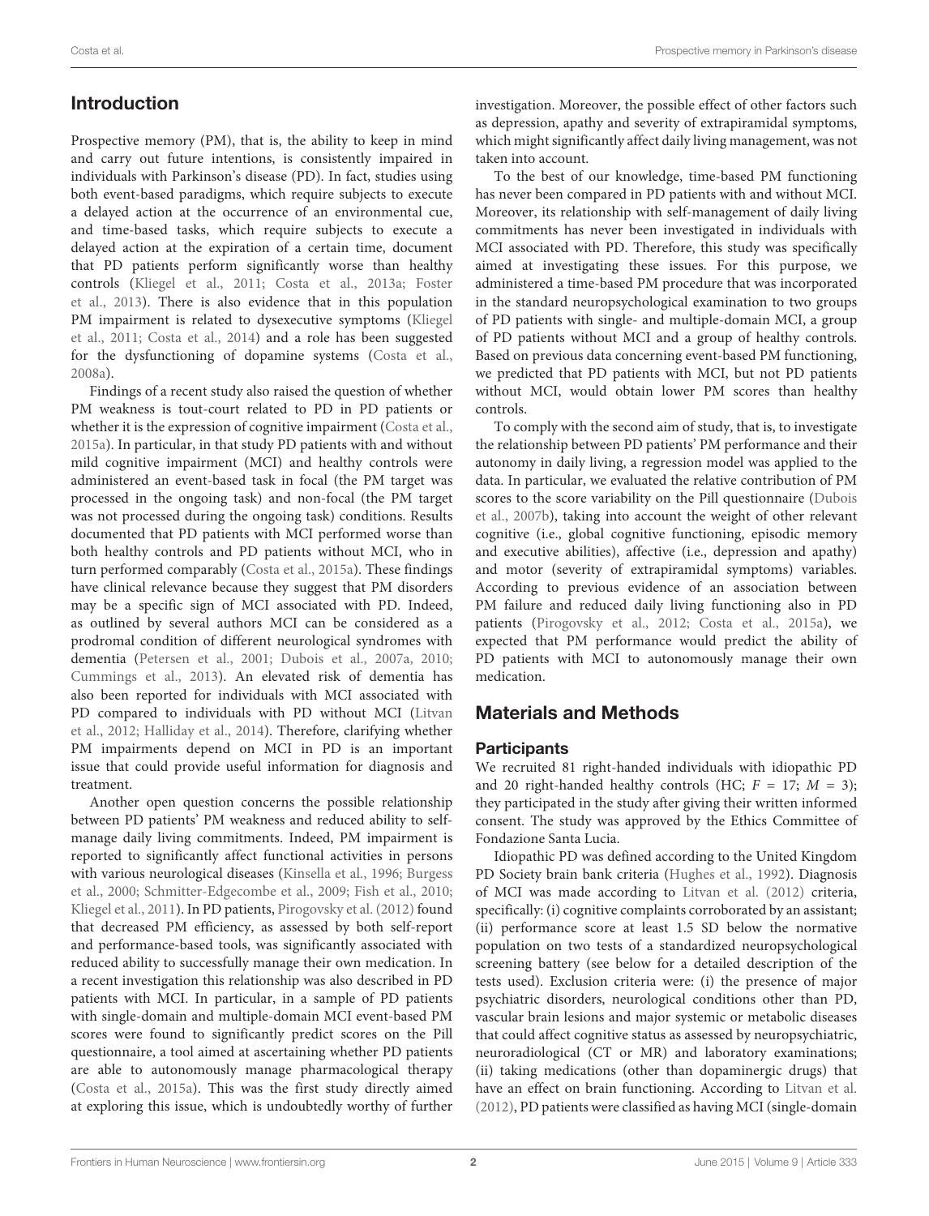## Introduction

Prospective memory (PM), that is, the ability to keep in mind and carry out future intentions, is consistently impaired in individuals with Parkinson's disease (PD). In fact, studies using both event-based paradigms, which require subjects to execute a delayed action at the occurrence of an environmental cue, and time-based tasks, which require subjects to execute a delayed action at the expiration of a certain time, document that PD patients perform significantly worse than healthy controls (Kliegel et al., 2011; Costa et al., 2013a; Foster et al., 2013). There is also evidence that in this population PM impairment is related to dysexecutive symptoms (Kliegel et al., 2011; Costa et al., 2014) and a role has been suggested for the dysfunctioning of dopamine systems (Costa et al., 2008a).

Findings of a recent study also raised the question of whether PM weakness is tout-court related to PD in PD patients or whether it is the expression of cognitive impairment (Costa et al., 2015a). In particular, in that study PD patients with and without mild cognitive impairment (MCI) and healthy controls were administered an event-based task in focal (the PM target was processed in the ongoing task) and non-focal (the PM target was not processed during the ongoing task) conditions. Results documented that PD patients with MCI performed worse than both healthy controls and PD patients without MCI, who in turn performed comparably (Costa et al., 2015a). These findings have clinical relevance because they suggest that PM disorders may be a specific sign of MCI associated with PD. Indeed, as outlined by several authors MCI can be considered as a prodromal condition of different neurological syndromes with dementia (Petersen et al., 2001; Dubois et al., 2007a, 2010; Cummings et al., 2013). An elevated risk of dementia has also been reported for individuals with MCI associated with PD compared to individuals with PD without MCI (Litvan et al., 2012; Halliday et al., 2014). Therefore, clarifying whether PM impairments depend on MCI in PD is an important issue that could provide useful information for diagnosis and treatment.

Another open question concerns the possible relationship between PD patients' PM weakness and reduced ability to self-manage daily living commitments. Indeed, PM impairment is reported to significantly affect functional activities in persons with various neurological diseases (Kinsella et al., 1996; Burgess et al., 2000; Schmitter-Edgecombe et al., 2009; Fish et al., 2010; Kliegel et al., 2011). In PD patients, Pirogovsky et al. (2012) found that decreased PM efficiency, as assessed by both self-report and performance-based tools, was significantly associated with reduced ability to successfully manage their own medication. In a recent investigation this relationship was also described in PD patients with MCI. In particular, in a sample of PD patients with single-domain and multiple-domain MCI event-based PM scores were found to significantly predict scores on the Pill questionnaire, a tool aimed at ascertaining whether PD patients are able to autonomously manage pharmacological therapy (Costa et al., 2015a). This was the first study directly aimed at exploring this issue, which is undoubtedly worthy of further investigation. Moreover, the possible effect of other factors such as depression, apathy and severity of extrapiramidal symptoms, which might significantly affect daily living management, was not taken into account.

To the best of our knowledge, time-based PM functioning has never been compared in PD patients with and without MCI. Moreover, its relationship with self-management of daily living commitments has never been investigated in individuals with MCI associated with PD. Therefore, this study was specifically aimed at investigating these issues. For this purpose, we administered a time-based PM procedure that was incorporated in the standard neuropsychological examination to two groups of PD patients with single- and multiple-domain MCI, a group of PD patients without MCI and a group of healthy controls. Based on previous data concerning event-based PM functioning, we predicted that PD patients with MCI, but not PD patients without MCI, would obtain lower PM scores than healthy controls.

To comply with the second aim of study, that is, to investigate the relationship between PD patients' PM performance and their autonomy in daily living, a regression model was applied to the data. In particular, we evaluated the relative contribution of PM scores to the score variability on the Pill questionnaire (Dubois et al., 2007b), taking into account the weight of other relevant cognitive (i.e., global cognitive functioning, episodic memory and executive abilities), affective (i.e., depression and apathy) and motor (severity of extrapiramidal symptoms) variables. According to previous evidence of an association between PM failure and reduced daily living functioning also in PD patients (Pirogovsky et al., 2012; Costa et al., 2015a), we expected that PM performance would predict the ability of PD patients with MCI to autonomously manage their own medication.

## Materials and Methods

### Participants

We recruited 81 right-handed individuals with idiopathic PD and 20 right-handed healthy controls (HC; $F = 17$; $M = 3$); they participated in the study after giving their written informed consent. The study was approved by the Ethics Committee of Fondazione Santa Lucia.

Idiopathic PD was defined according to the United Kingdom PD Society brain bank criteria (Hughes et al., 1992). Diagnosis of MCI was made according to Litvan et al. (2012) criteria, specifically: (i) cognitive complaints corroborated by an assistant; (ii) performance score at least 1.5 SD below the normative population on two tests of a standardized neuropsychological screening battery (see below for a detailed description of the tests used). Exclusion criteria were: (i) the presence of major psychiatric disorders, neurological conditions other than PD, vascular brain lesions and major systemic or metabolic diseases that could affect cognitive status as assessed by neuropsychiatric, neuroradiological (CT or MR) and laboratory examinations; (ii) taking medications (other than dopaminergic drugs) that have an effect on brain functioning. According to Litvan et al. (2012), PD patients were classified as having MCI (single-domain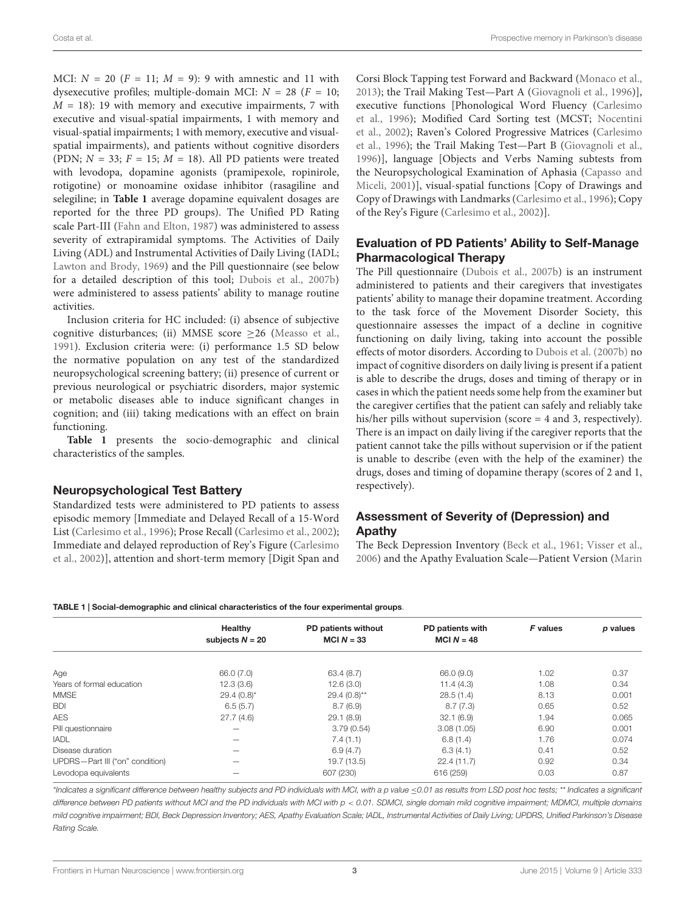MCI: $N = 20$ ($F = 11$; $M = 9$): 9 with amnestic and 11 with dysexecutive profiles; multiple-domain MCI: $N = 28$ ($F = 10$; $M = 18$): 19 with memory and executive impairments, 7 with executive and visual-spatial impairments, 1 with memory and visual-spatial impairments; 1 with memory, executive and visual-spatial impairments), and patients without cognitive disorders (PDN; $N = 33$; $F = 15$; $M = 18$). All PD patients were treated with levodopa, dopamine agonists (pramipexole, ropinirole, rotigotine) or monoamine oxidase inhibitor (rasagiline and selegiline; in **Table 1** average dopamine equivalent dosages are reported for the three PD groups). The Unified PD Rating scale Part-III (Fahn and Elton, 1987) was administered to assess severity of extrapiramidal symptoms. The Activities of Daily Living (ADL) and Instrumental Activities of Daily Living (IADL; Lawton and Brody, 1969) and the Pill questionnaire (see below for a detailed description of this tool; Dubois et al., 2007b) were administered to assess patients' ability to manage routine activities.

Inclusion criteria for HC included: (i) absence of subjective cognitive disturbances; (ii) MMSE score ≥26 (Measso et al., 1991). Exclusion criteria were: (i) performance 1.5 SD below the normative population on any test of the standardized neuropsychological screening battery; (ii) presence of current or previous neurological or psychiatric disorders, major systemic or metabolic diseases able to induce significant changes in cognition; and (iii) taking medications with an effect on brain functioning.

**Table 1** presents the socio-demographic and clinical characteristics of the samples.

## Neuropsychological Test Battery

Standardized tests were administered to PD patients to assess episodic memory [Immediate and Delayed Recall of a 15-Word List (Carlesimo et al., 1996); Prose Recall (Carlesimo et al., 2002); Immediate and delayed reproduction of Rey's Figure (Carlesimo et al., 2002)], attention and short-term memory [Digit Span and Corsi Block Tapping test Forward and Backward (Monaco et al., 2013); the Trail Making Test—Part A (Giovagnoli et al., 1996)], executive functions [Phonological Word Fluency (Carlesimo et al., 1996); Modified Card Sorting test (MCST; Nocentini et al., 2002); Raven's Colored Progressive Matrices (Carlesimo et al., 1996); the Trail Making Test—Part B (Giovagnoli et al., 1996)], language [Objects and Verbs Naming subtests from the Neuropsychological Examination of Aphasia (Capasso and Miceli, 2001)], visual-spatial functions [Copy of Drawings and Copy of Drawings with Landmarks (Carlesimo et al., 1996); Copy of the Rey's Figure (Carlesimo et al., 2002)].

## Evaluation of PD Patients' Ability to Self-Manage Pharmacological Therapy

The Pill questionnaire (Dubois et al., 2007b) is an instrument administered to patients and their caregivers that investigates patients' ability to manage their dopamine treatment. According to the task force of the Movement Disorder Society, this questionnaire assesses the impact of a decline in cognitive functioning on daily living, taking into account the possible effects of motor disorders. According to Dubois et al. (2007b) no impact of cognitive disorders on daily living is present if a patient is able to describe the drugs, doses and timing of therapy or in cases in which the patient needs some help from the examiner but the caregiver certifies that the patient can safely and reliably take his/her pills without supervision (score = 4 and 3, respectively). There is an impact on daily living if the caregiver reports that the patient cannot take the pills without supervision or if the patient is unable to describe (even with the help of the examiner) the drugs, doses and timing of dopamine therapy (scores of 2 and 1, respectively).

## Assessment of Severity of (Depression) and Apathy

The Beck Depression Inventory (Beck et al., 1961; Visser et al., 2006) and the Apathy Evaluation Scale—Patient Version (Marin

**TABLE 1 | Social-demographic and clinical characteristics of the four experimental groups**.

| | Healthy subjects $N = 20$ | PD patients without MCI $N = 33$ | PD patients with MCI $N = 48$ | *F* values | *p* values |
|---|---|---|---|---|---|
| Age | 66.0 (7.0) | 63.4 (8.7) | 66.0 (9.0) | 1.02 | 0.37 |
| Years of formal education | 12.3 (3.6) | 12.6 (3.0) | 11.4 (4.3) | 1.08 | 0.34 |
| MMSE | 29.4 (0.8)* | 29.4 (0.8)** | 28.5 (1.4) | 8.13 | 0.001 |
| BDI | 6.5 (5.7) | 8.7 (6.9) | 8.7 (7.3) | 0.65 | 0.52 |
| AES | 27.7 (4.6) | 29.1 (8.9) | 32.1 (6.9) | 1.94 | 0.065 |
| Pill questionnaire | — | 3.79 (0.54) | 3.08 (1.05) | 6.90 | 0.001 |
| IADL | — | 7.4 (1.1) | 6.8 (1.4) | 1.76 | 0.074 |
| Disease duration | — | 6.9 (4.7) | 6.3 (4.1) | 0.41 | 0.52 |
| UPDRS—Part III ("on" condition) | — | 19.7 (13.5) | 22.4 (11.7) | 0.92 | 0.34 |
| Levodopa equivalents | — | 607 (230) | 616 (259) | 0.03 | 0.87 |

*\*Indicates a significant difference between healthy subjects and PD individuals with MCI, with a p value ≤0.01 as results from LSD post hoc tests; \*\* Indicates a significant difference between PD patients without MCI and the PD individuals with MCI with p < 0.01. SDMCI, single domain mild cognitive impairment; MDMCI, multiple domains mild cognitive impairment; BDI, Beck Depression Inventory; AES, Apathy Evaluation Scale; IADL, Instrumental Activities of Daily Living; UPDRS, Unified Parkinson's Disease Rating Scale.*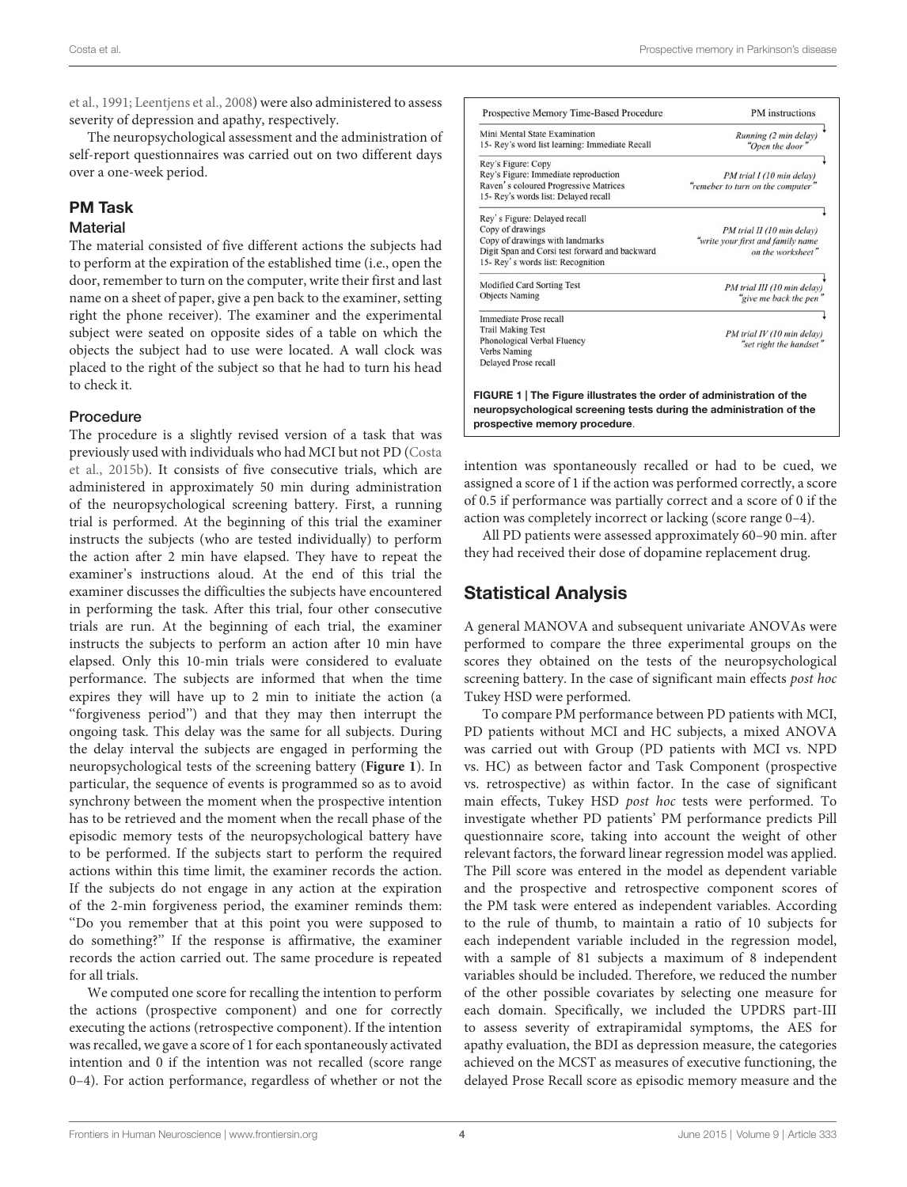et al., 1991; Leentjens et al., 2008) were also administered to assess severity of depression and apathy, respectively.

The neuropsychological assessment and the administration of self-report questionnaires was carried out on two different days over a one-week period.

## PM Task

### Material

The material consisted of five different actions the subjects had to perform at the expiration of the established time (i.e., open the door, remember to turn on the computer, write their first and last name on a sheet of paper, give a pen back to the examiner, setting right the phone receiver). The examiner and the experimental subject were seated on opposite sides of a table on which the objects the subject had to use were located. A wall clock was placed to the right of the subject so that he had to turn his head to check it.

### Procedure

The procedure is a slightly revised version of a task that was previously used with individuals who had MCI but not PD (Costa et al., 2015b). It consists of five consecutive trials, which are administered in approximately 50 min during administration of the neuropsychological screening battery. First, a running trial is performed. At the beginning of this trial the examiner instructs the subjects (who are tested individually) to perform the action after 2 min have elapsed. They have to repeat the examiner's instructions aloud. At the end of this trial the examiner discusses the difficulties the subjects have encountered in performing the task. After this trial, four other consecutive trials are run. At the beginning of each trial, the examiner instructs the subjects to perform an action after 10 min have elapsed. Only this 10-min trials were considered to evaluate performance. The subjects are informed that when the time expires they will have up to 2 min to initiate the action (a "forgiveness period") and that they may then interrupt the ongoing task. This delay was the same for all subjects. During the delay interval the subjects are engaged in performing the neuropsychological tests of the screening battery (**Figure 1**). In particular, the sequence of events is programmed so as to avoid synchrony between the moment when the prospective intention has to be retrieved and the moment when the recall phase of the episodic memory tests of the neuropsychological battery have to be performed. If the subjects start to perform the required actions within this time limit, the examiner records the action. If the subjects do not engage in any action at the expiration of the 2-min forgiveness period, the examiner reminds them: "Do you remember that at this point you were supposed to do something?" If the response is affirmative, the examiner records the action carried out. The same procedure is repeated for all trials.

We computed one score for recalling the intention to perform the actions (prospective component) and one for correctly executing the actions (retrospective component). If the intention was recalled, we gave a score of 1 for each spontaneously activated intention and 0 if the intention was not recalled (score range 0–4). For action performance, regardless of whether or not the intention was spontaneously recalled or had to be cued, we assigned a score of 1 if the action was performed correctly, a score of 0.5 if performance was partially correct and a score of 0 if the action was completely incorrect or lacking (score range 0–4).

All PD patients were assessed approximately 60–90 min. after they had received their dose of dopamine replacement drug.

| Prospective Memory Time-Based Procedure | PM instructions |
|---|---|
| Mini Mental State Examination<br>15- Rey's word list learning: Immediate Recall | *Running (2 min delay)*<br>*"Open the door"* |
| Rey's Figure: Copy<br>Rey's Figure: Immediate reproduction<br>Raven's coloured Progressive Matrices<br>15- Rey's words list: Delayed recall | *PM trial I (10 min delay)*<br>*"remeber to turn on the computer"* |
| Rey's Figure: Delayed recall<br>Copy of drawings<br>Copy of drawings with landmarks<br>Digit Span and Corsi test forward and backward<br>15- Rey's words list: Recognition | *PM trial II (10 min delay)*<br>*"write your first and family name on the worksheet"* |
| Modified Card Sorting Test<br>Objects Naming | *PM trial III (10 min delay)*<br>*"give me back the pen"* |
| Immediate Prose recall<br>Trail Making Test<br>Phonological Verbal Fluency<br>Verbs Naming<br>Delayed Prose recall | *PM trial IV (10 min delay)*<br>*"set right the handset"* |

**FIGURE 1 | The Figure illustrates the order of administration of the neuropsychological screening tests during the administration of the prospective memory procedure**.

## Statistical Analysis

A general MANOVA and subsequent univariate ANOVAs were performed to compare the three experimental groups on the scores they obtained on the tests of the neuropsychological screening battery. In the case of significant main effects *post hoc* Tukey HSD were performed.

To compare PM performance between PD patients with MCI, PD patients without MCI and HC subjects, a mixed ANOVA was carried out with Group (PD patients with MCI vs. NPD vs. HC) as between factor and Task Component (prospective vs. retrospective) as within factor. In the case of significant main effects, Tukey HSD *post hoc* tests were performed. To investigate whether PD patients' PM performance predicts Pill questionnaire score, taking into account the weight of other relevant factors, the forward linear regression model was applied. The Pill score was entered in the model as dependent variable and the prospective and retrospective component scores of the PM task were entered as independent variables. According to the rule of thumb, to maintain a ratio of 10 subjects for each independent variable included in the regression model, with a sample of 81 subjects a maximum of 8 independent variables should be included. Therefore, we reduced the number of the other possible covariates by selecting one measure for each domain. Specifically, we included the UPDRS part-III to assess severity of extrapiramidal symptoms, the AES for apathy evaluation, the BDI as depression measure, the categories achieved on the MCST as measures of executive functioning, the delayed Prose Recall score as episodic memory measure and the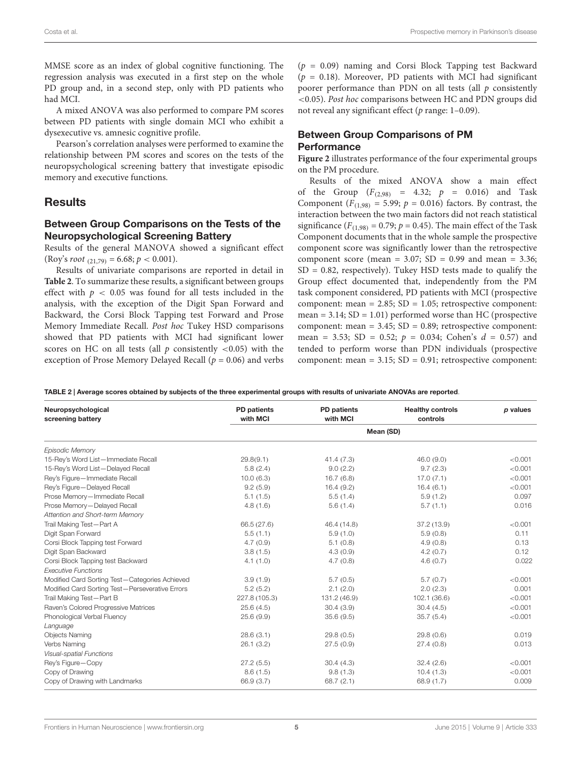MMSE score as an index of global cognitive functioning. The regression analysis was executed in a first step on the whole PD group and, in a second step, only with PD patients who had MCI.

A mixed ANOVA was also performed to compare PM scores between PD patients with single domain MCI who exhibit a dysexecutive vs. amnesic cognitive profile.

Pearson's correlation analyses were performed to examine the relationship between PM scores and scores on the tests of the neuropsychological screening battery that investigate episodic memory and executive functions.

## Results

### Between Group Comparisons on the Tests of the Neuropsychological Screening Battery

Results of the general MANOVA showed a significant effect (Roy's *root* $_{(21,79)} = 6.68$; $p < 0.001$).

Results of univariate comparisons are reported in detail in **Table 2**. To summarize these results, a significant between groups effect with $p < 0.05$ was found for all tests included in the analysis, with the exception of the Digit Span Forward and Backward, the Corsi Block Tapping test Forward and Prose Memory Immediate Recall. *Post hoc* Tukey HSD comparisons showed that PD patients with MCI had significant lower scores on HC on all tests (all $p$ consistently $<0.05$) with the exception of Prose Memory Delayed Recall ($p = 0.06$) and verbs ($p = 0.09$) naming and Corsi Block Tapping test Backward ($p = 0.18$). Moreover, PD patients with MCI had significant poorer performance than PDN on all tests (all $p$ consistently $<0.05$). *Post hoc* comparisons between HC and PDN groups did not reveal any significant effect ($p$ range: 1–0.09).

### Between Group Comparisons of PM Performance

**Figure 2** illustrates performance of the four experimental groups on the PM procedure.

Results of the mixed ANOVA show a main effect of the Group ($F_{(2,98)} = 4.32$; $p = 0.016$) and Task Component ($F_{(1,98)} = 5.99$; $p = 0.016$) factors. By contrast, the interaction between the two main factors did not reach statistical significance ($F_{(1,98)} = 0.79$; $p = 0.45$). The main effect of the Task Component documents that in the whole sample the prospective component score was significantly lower than the retrospective component score (mean = 3.07; SD = 0.99 and mean = 3.36; SD = 0.82, respectively). Tukey HSD tests made to qualify the Group effect documented that, independently from the PM task component considered, PD patients with MCI (prospective component: mean = 2.85; SD = 1.05; retrospective component: mean = 3.14; SD = 1.01) performed worse than HC (prospective component: mean = 3.45; SD = 0.89; retrospective component: mean = 3.53; SD = 0.52; $p = 0.034$; Cohen's $d = 0.57$) and tended to perform worse than PDN individuals (prospective component: mean = 3.15; SD = 0.91; retrospective component:

**TABLE 2 | Average scores obtained by subjects of the three experimental groups with results of univariate ANOVAs are reported.**

| Neuropsychological screening battery | PD patients with MCI | PD patients with MCI | Healthy controls controls | p values |
|---|---|---|---|---|
| | Mean (SD) | | | |
| *Episodic Memory* | | | | |
| 15-Rey's Word List—Immediate Recall | 29.8(9.1) | 41.4 (7.3) | 46.0 (9.0) | <0.001 |
| 15-Rey's Word List—Delayed Recall | 5.8 (2.4) | 9.0 (2.2) | 9.7 (2.3) | <0.001 |
| Rey's Figure—Immediate Recall | 10.0 (6.3) | 16.7 (6.8) | 17.0 (7.1) | <0.001 |
| Rey's Figure—Delayed Recall | 9.2 (5.9) | 16.4 (9.2) | 16.4 (6.1) | <0.001 |
| Prose Memory—Immediate Recall | 5.1 (1.5) | 5.5 (1.4) | 5.9 (1.2) | 0.097 |
| Prose Memory—Delayed Recall | 4.8 (1.6) | 5.6 (1.4) | 5.7 (1.1) | 0.016 |
| *Attention and Short-term Memory* | | | | |
| Trail Making Test—Part A | 66.5 (27.6) | 46.4 (14.8) | 37.2 (13.9) | <0.001 |
| Digit Span Forward | 5.5 (1.1) | 5.9 (1.0) | 5.9 (0.8) | 0.11 |
| Corsi Block Tapping test Forward | 4.7 (0.9) | 5.1 (0.8) | 4.9 (0.8) | 0.13 |
| Digit Span Backward | 3.8 (1.5) | 4.3 (0.9) | 4.2 (0.7) | 0.12 |
| Corsi Block Tapping test Backward | 4.1 (1.0) | 4.7 (0.8) | 4.6 (0.7) | 0.022 |
| *Executive Functions* | | | | |
| Modified Card Sorting Test—Categories Achieved | 3.9 (1.9) | 5.7 (0.5) | 5.7 (0.7) | <0.001 |
| Modified Card Sorting Test—Perseverative Errors | 5.2 (5.2) | 2.1 (2.0) | 2.0 (2.3) | 0.001 |
| Trail Making Test—Part B | 227.8 (105.3) | 131.2 (46.9) | 102.1 (36.6) | <0.001 |
| Raven's Colored Progressive Matrices | 25.6 (4.5) | 30.4 (3.9) | 30.4 (4.5) | <0.001 |
| Phonological Verbal Fluency | 25.6 (9.9) | 35.6 (9.5) | 35.7 (5.4) | <0.001 |
| *Language* | | | | |
| Objects Naming | 28.6 (3.1) | 29.8 (0.5) | 29.8 (0.6) | 0.019 |
| Verbs Naming | 26.1 (3.2) | 27.5 (0.9) | 27.4 (0.8) | 0.013 |
| *Visual-spatial Functions* | | | | |
| Rey's Figure—Copy | 27.2 (5.5) | 30.4 (4.3) | 32.4 (2.6) | <0.001 |
| Copy of Drawing | 8.6 (1.5) | 9.8 (1.3) | 10.4 (1.3) | <0.001 |
| Copy of Drawing with Landmarks | 66.9 (3.7) | 68.7 (2.1) | 68.9 (1.7) | 0.009 |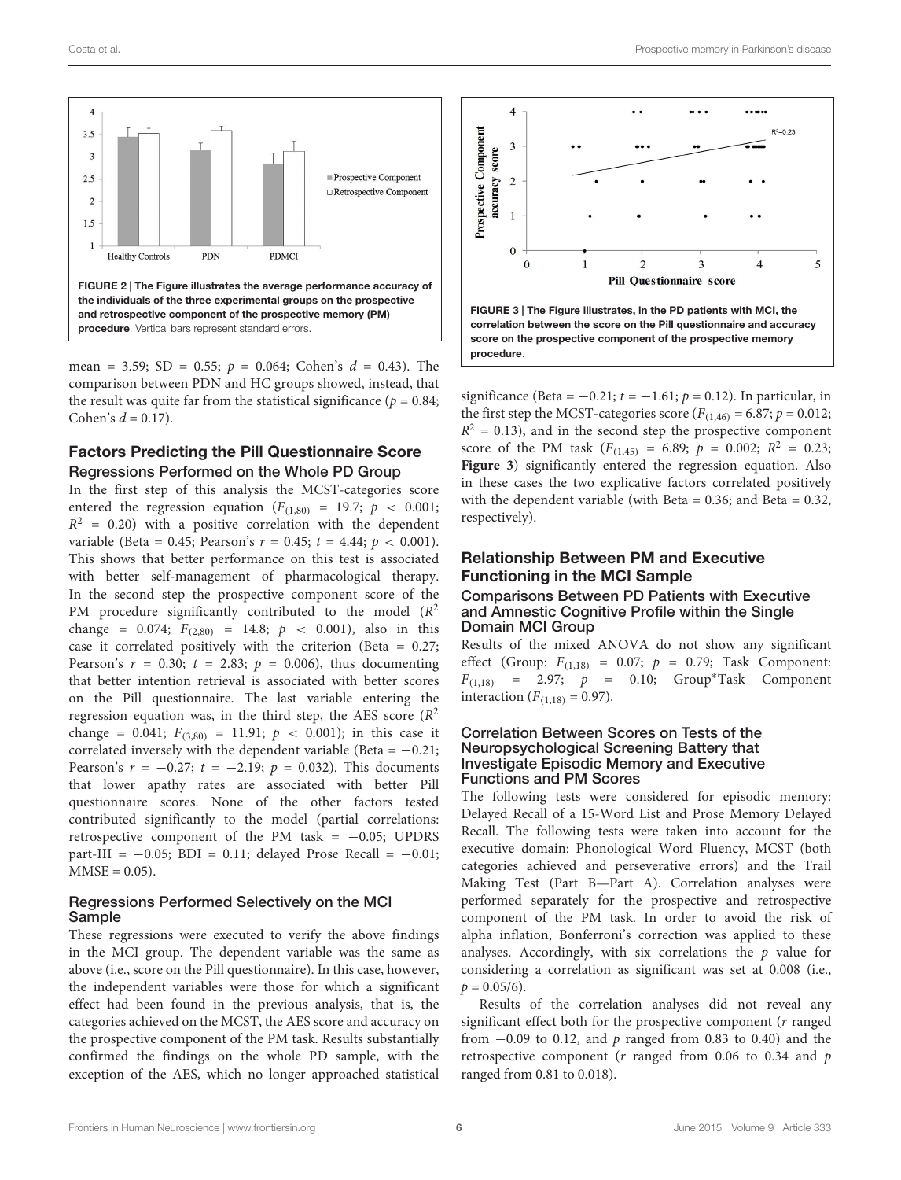FIGURE 2 | The Figure illustrates the average performance accuracy of the individuals of the three experimental groups on the prospective and retrospective component of the prospective memory (PM) procedure. Vertical bars represent standard errors.

mean = 3.59; SD = 0.55; $p = 0.064$; Cohen's $d = 0.43$). The comparison between PDN and HC groups showed, instead, that the result was quite far from the statistical significance ($p = 0.84$; Cohen's $d = 0.17$).

## Factors Predicting the Pill Questionnaire Score

### Regressions Performed on the Whole PD Group

In the first step of this analysis the MCST-categories score entered the regression equation ($F_{(1,80)} = 19.7$; $p < 0.001$; $R^2 = 0.20$) with a positive correlation with the dependent variable (Beta = 0.45; Pearson's $r = 0.45$; $t = 4.44$; $p < 0.001$). This shows that better performance on this test is associated with better self-management of pharmacological therapy. In the second step the prospective component score of the PM procedure significantly contributed to the model ($R^2$ change = 0.074; $F_{(2,80)} = 14.8$; $p < 0.001$), also in this case it correlated positively with the criterion (Beta = 0.27; Pearson's $r = 0.30$; $t = 2.83$; $p = 0.006$), thus documenting that better intention retrieval is associated with better scores on the Pill questionnaire. The last variable entering the regression equation was, in the third step, the AES score ($R^2$ change = 0.041; $F_{(3,80)} = 11.91$; $p < 0.001$); in this case it correlated inversely with the dependent variable (Beta = −0.21; Pearson's $r = -0.27$; $t = -2.19$; $p = 0.032$). This documents that lower apathy rates are associated with better Pill questionnaire scores. None of the other factors tested contributed significantly to the model (partial correlations: retrospective component of the PM task = −0.05; UPDRS part-III = −0.05; BDI = 0.11; delayed Prose Recall = −0.01; MMSE = 0.05).

### Regressions Performed Selectively on the MCI Sample

These regressions were executed to verify the above findings in the MCI group. The dependent variable was the same as above (i.e., score on the Pill questionnaire). In this case, however, the independent variables were those for which a significant effect had been found in the previous analysis, that is, the categories achieved on the MCST, the AES score and accuracy on the prospective component of the PM task. Results substantially confirmed the findings on the whole PD sample, with the exception of the AES, which no longer approached statistical significance (Beta = −0.21; $t = -1.61$; $p = 0.12$). In particular, in the first step the MCST-categories score ($F_{(1,46)} = 6.87$; $p = 0.012$; $R^2 = 0.13$), and in the second step the prospective component score of the PM task ($F_{(1,45)} = 6.89$; $p = 0.002$; $R^2 = 0.23$; **Figure 3**) significantly entered the regression equation. Also in these cases the two explicative factors correlated positively with the dependent variable (with Beta = 0.36; and Beta = 0.32, respectively).

FIGURE 3 | The Figure illustrates, in the PD patients with MCI, the correlation between the score on the Pill questionnaire and accuracy score on the prospective component of the prospective memory procedure.

## Relationship Between PM and Executive Functioning in the MCI Sample

### Comparisons Between PD Patients with Executive and Amnestic Cognitive Profile within the Single Domain MCI Group

Results of the mixed ANOVA do not show any significant effect (Group: $F_{(1,18)} = 0.07$; $p = 0.79$; Task Component: $F_{(1,18)} = 2.97$; $p = 0.10$; Group*Task Component interaction ($F_{(1,18)} = 0.97$).

### Correlation Between Scores on Tests of the Neuropsychological Screening Battery that Investigate Episodic Memory and Executive Functions and PM Scores

The following tests were considered for episodic memory: Delayed Recall of a 15-Word List and Prose Memory Delayed Recall. The following tests were taken into account for the executive domain: Phonological Word Fluency, MCST (both categories achieved and perseverative errors) and the Trail Making Test (Part B—Part A). Correlation analyses were performed separately for the prospective and retrospective component of the PM task. In order to avoid the risk of alpha inflation, Bonferroni's correction was applied to these analyses. Accordingly, with six correlations the $p$ value for considering a correlation as significant was set at 0.008 (i.e., $p = 0.05/6$).

Results of the correlation analyses did not reveal any significant effect both for the prospective component ($r$ ranged from −0.09 to 0.12, and $p$ ranged from 0.83 to 0.40) and the retrospective component ($r$ ranged from 0.06 to 0.34 and $p$ ranged from 0.81 to 0.018).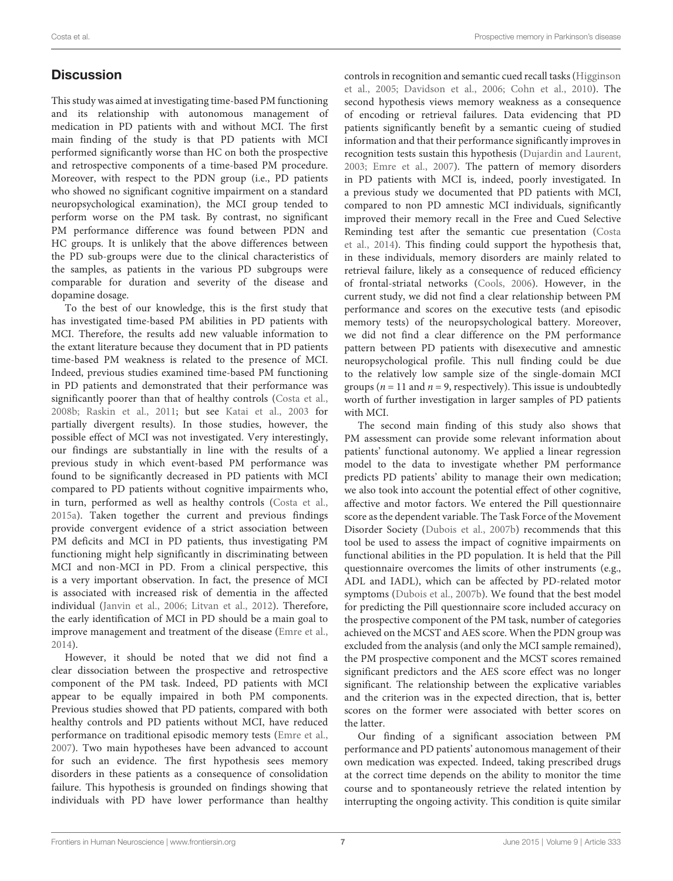## Discussion

This study was aimed at investigating time-based PM functioning and its relationship with autonomous management of medication in PD patients with and without MCI. The first main finding of the study is that PD patients with MCI performed significantly worse than HC on both the prospective and retrospective components of a time-based PM procedure. Moreover, with respect to the PDN group (i.e., PD patients who showed no significant cognitive impairment on a standard neuropsychological examination), the MCI group tended to perform worse on the PM task. By contrast, no significant PM performance difference was found between PDN and HC groups. It is unlikely that the above differences between the PD sub-groups were due to the clinical characteristics of the samples, as patients in the various PD subgroups were comparable for duration and severity of the disease and dopamine dosage.

To the best of our knowledge, this is the first study that has investigated time-based PM abilities in PD patients with MCI. Therefore, the results add new valuable information to the extant literature because they document that in PD patients time-based PM weakness is related to the presence of MCI. Indeed, previous studies examined time-based PM functioning in PD patients and demonstrated that their performance was significantly poorer than that of healthy controls (Costa et al., 2008b; Raskin et al., 2011; but see Katai et al., 2003 for partially divergent results). In those studies, however, the possible effect of MCI was not investigated. Very interestingly, our findings are substantially in line with the results of a previous study in which event-based PM performance was found to be significantly decreased in PD patients with MCI compared to PD patients without cognitive impairments who, in turn, performed as well as healthy controls (Costa et al., 2015a). Taken together the current and previous findings provide convergent evidence of a strict association between PM deficits and MCI in PD patients, thus investigating PM functioning might help significantly in discriminating between MCI and non-MCI in PD. From a clinical perspective, this is a very important observation. In fact, the presence of MCI is associated with increased risk of dementia in the affected individual (Janvin et al., 2006; Litvan et al., 2012). Therefore, the early identification of MCI in PD should be a main goal to improve management and treatment of the disease (Emre et al., 2014).

However, it should be noted that we did not find a clear dissociation between the prospective and retrospective component of the PM task. Indeed, PD patients with MCI appear to be equally impaired in both PM components. Previous studies showed that PD patients, compared with both healthy controls and PD patients without MCI, have reduced performance on traditional episodic memory tests (Emre et al., 2007). Two main hypotheses have been advanced to account for such an evidence. The first hypothesis sees memory disorders in these patients as a consequence of consolidation failure. This hypothesis is grounded on findings showing that individuals with PD have lower performance than healthy controls in recognition and semantic cued recall tasks (Higginson et al., 2005; Davidson et al., 2006; Cohn et al., 2010). The second hypothesis views memory weakness as a consequence of encoding or retrieval failures. Data evidencing that PD patients significantly benefit by a semantic cueing of studied information and that their performance significantly improves in recognition tests sustain this hypothesis (Dujardin and Laurent, 2003; Emre et al., 2007). The pattern of memory disorders in PD patients with MCI is, indeed, poorly investigated. In a previous study we documented that PD patients with MCI, compared to non PD amnestic MCI individuals, significantly improved their memory recall in the Free and Cued Selective Reminding test after the semantic cue presentation (Costa et al., 2014). This finding could support the hypothesis that, in these individuals, memory disorders are mainly related to retrieval failure, likely as a consequence of reduced efficiency of frontal-striatal networks (Cools, 2006). However, in the current study, we did not find a clear relationship between PM performance and scores on the executive tests (and episodic memory tests) of the neuropsychological battery. Moreover, we did not find a clear difference on the PM performance pattern between PD patients with disexecutive and amnestic neuropsychological profile. This null finding could be due to the relatively low sample size of the single-domain MCI groups ($n = 11$ and $n = 9$, respectively). This issue is undoubtedly worth of further investigation in larger samples of PD patients with MCI.

The second main finding of this study also shows that PM assessment can provide some relevant information about patients' functional autonomy. We applied a linear regression model to the data to investigate whether PM performance predicts PD patients' ability to manage their own medication; we also took into account the potential effect of other cognitive, affective and motor factors. We entered the Pill questionnaire score as the dependent variable. The Task Force of the Movement Disorder Society (Dubois et al., 2007b) recommends that this tool be used to assess the impact of cognitive impairments on functional abilities in the PD population. It is held that the Pill questionnaire overcomes the limits of other instruments (e.g., ADL and IADL), which can be affected by PD-related motor symptoms (Dubois et al., 2007b). We found that the best model for predicting the Pill questionnaire score included accuracy on the prospective component of the PM task, number of categories achieved on the MCST and AES score. When the PDN group was excluded from the analysis (and only the MCI sample remained), the PM prospective component and the MCST scores remained significant predictors and the AES score effect was no longer significant. The relationship between the explicative variables and the criterion was in the expected direction, that is, better scores on the former were associated with better scores on the latter.

Our finding of a significant association between PM performance and PD patients' autonomous management of their own medication was expected. Indeed, taking prescribed drugs at the correct time depends on the ability to monitor the time course and to spontaneously retrieve the related intention by interrupting the ongoing activity. This condition is quite similar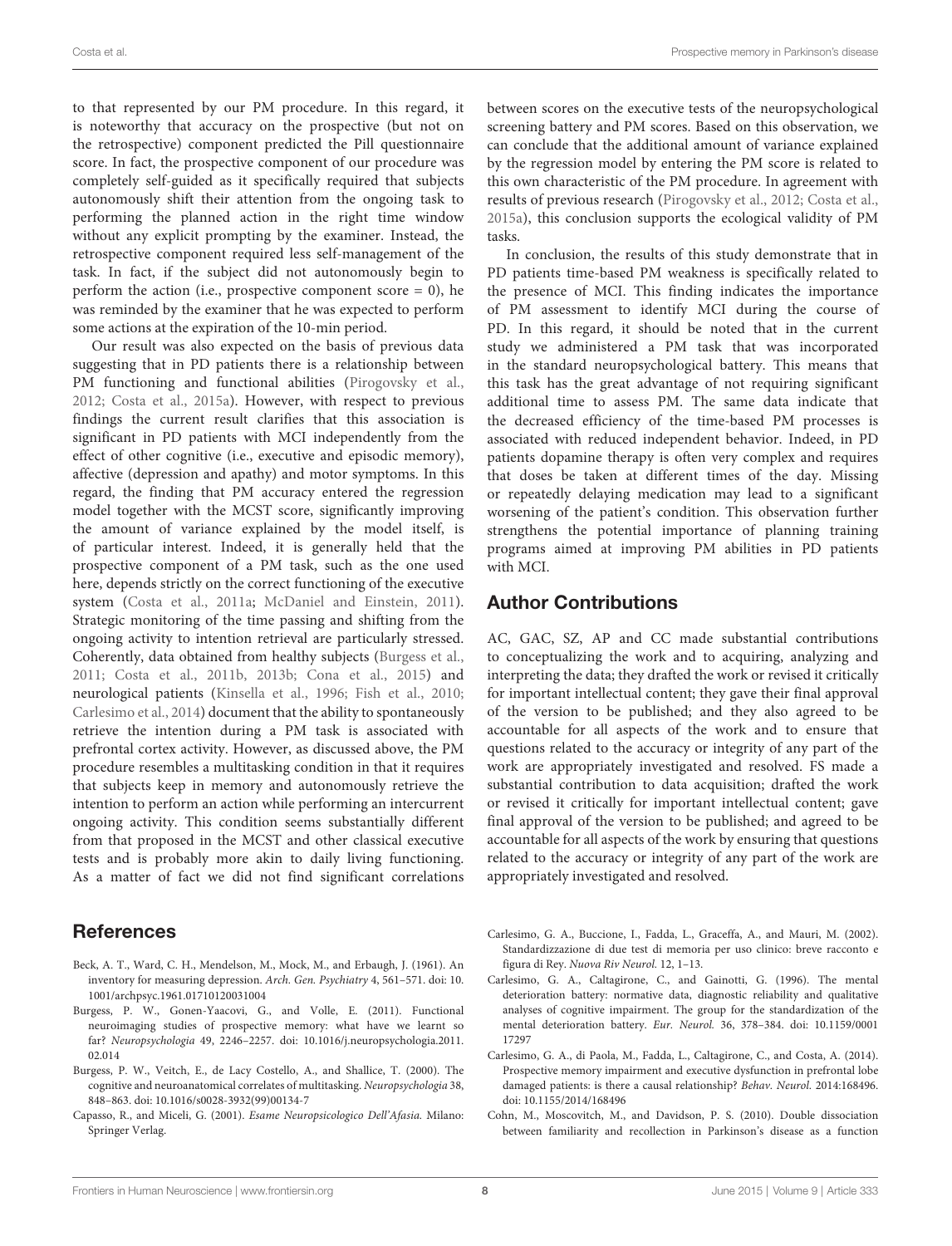to that represented by our PM procedure. In this regard, it is noteworthy that accuracy on the prospective (but not on the retrospective) component predicted the Pill questionnaire score. In fact, the prospective component of our procedure was completely self-guided as it specifically required that subjects autonomously shift their attention from the ongoing task to performing the planned action in the right time window without any explicit prompting by the examiner. Instead, the retrospective component required less self-management of the task. In fact, if the subject did not autonomously begin to perform the action (i.e., prospective component score = 0), he was reminded by the examiner that he was expected to perform some actions at the expiration of the 10-min period.

Our result was also expected on the basis of previous data suggesting that in PD patients there is a relationship between PM functioning and functional abilities (Pirogovsky et al., 2012; Costa et al., 2015a). However, with respect to previous findings the current result clarifies that this association is significant in PD patients with MCI independently from the effect of other cognitive (i.e., executive and episodic memory), affective (depression and apathy) and motor symptoms. In this regard, the finding that PM accuracy entered the regression model together with the MCST score, significantly improving the amount of variance explained by the model itself, is of particular interest. Indeed, it is generally held that the prospective component of a PM task, such as the one used here, depends strictly on the correct functioning of the executive system (Costa et al., 2011a; McDaniel and Einstein, 2011). Strategic monitoring of the time passing and shifting from the ongoing activity to intention retrieval are particularly stressed. Coherently, data obtained from healthy subjects (Burgess et al., 2011; Costa et al., 2011b, 2013b; Cona et al., 2015) and neurological patients (Kinsella et al., 1996; Fish et al., 2010; Carlesimo et al., 2014) document that the ability to spontaneously retrieve the intention during a PM task is associated with prefrontal cortex activity. However, as discussed above, the PM procedure resembles a multitasking condition in that it requires that subjects keep in memory and autonomously retrieve the intention to perform an action while performing an intercurrent ongoing activity. This condition seems substantially different from that proposed in the MCST and other classical executive tests and is probably more akin to daily living functioning. As a matter of fact we did not find significant correlations between scores on the executive tests of the neuropsychological screening battery and PM scores. Based on this observation, we can conclude that the additional amount of variance explained by the regression model by entering the PM score is related to this own characteristic of the PM procedure. In agreement with results of previous research (Pirogovsky et al., 2012; Costa et al., 2015a), this conclusion supports the ecological validity of PM tasks.

In conclusion, the results of this study demonstrate that in PD patients time-based PM weakness is specifically related to the presence of MCI. This finding indicates the importance of PM assessment to identify MCI during the course of PD. In this regard, it should be noted that in the current study we administered a PM task that was incorporated in the standard neuropsychological battery. This means that this task has the great advantage of not requiring significant additional time to assess PM. The same data indicate that the decreased efficiency of the time-based PM processes is associated with reduced independent behavior. Indeed, in PD patients dopamine therapy is often very complex and requires that doses be taken at different times of the day. Missing or repeatedly delaying medication may lead to a significant worsening of the patient's condition. This observation further strengthens the potential importance of planning training programs aimed at improving PM abilities in PD patients with MCI.

## Author Contributions

AC, GAC, SZ, AP and CC made substantial contributions to conceptualizing the work and to acquiring, analyzing and interpreting the data; they drafted the work or revised it critically for important intellectual content; they gave their final approval of the version to be published; and they also agreed to be accountable for all aspects of the work and to ensure that questions related to the accuracy or integrity of any part of the work are appropriately investigated and resolved. FS made a substantial contribution to data acquisition; drafted the work or revised it critically for important intellectual content; gave final approval of the version to be published; and agreed to be accountable for all aspects of the work by ensuring that questions related to the accuracy or integrity of any part of the work are appropriately investigated and resolved.

## References

Beck, A. T., Ward, C. H., Mendelson, M., Mock, M., and Erbaugh, J. (1961). An inventory for measuring depression. *Arch. Gen. Psychiatry* 4, 561–571. doi: 10.1001/archpsyc.1961.01710120031004

Burgess, P. W., Gonen-Yaacovi, G., and Volle, E. (2011). Functional neuroimaging studies of prospective memory: what have we learnt so far? *Neuropsychologia* 49, 2246–2257. doi: 10.1016/j.neuropsychologia.2011.02.014

Burgess, P. W., Veitch, E., de Lacy Costello, A., and Shallice, T. (2000). The cognitive and neuroanatomical correlates of multitasking. *Neuropsychologia* 38, 848–863. doi: 10.1016/s0028-3932(99)00134-7

Capasso, R., and Miceli, G. (2001). *Esame Neuropsicologico Dell'Afasia.* Milano: Springer Verlag.

Carlesimo, G. A., Buccione, I., Fadda, L., Graceffa, A., and Mauri, M. (2002). Standardizzazione di due test di memoria per uso clinico: breve racconto e figura di Rey. *Nuova Riv Neurol.* 12, 1–13.

Carlesimo, G. A., Caltagirone, C., and Gainotti, G. (1996). The mental deterioration battery: normative data, diagnostic reliability and qualitative analyses of cognitive impairment. The group for the standardization of the mental deterioration battery. *Eur. Neurol.* 36, 378–384. doi: 10.1159/000117297

Carlesimo, G. A., di Paola, M., Fadda, L., Caltagirone, C., and Costa, A. (2014). Prospective memory impairment and executive dysfunction in prefrontal lobe damaged patients: is there a causal relationship? *Behav. Neurol.* 2014:168496. doi: 10.1155/2014/168496

Cohn, M., Moscovitch, M., and Davidson, P. S. (2010). Double dissociation between familiarity and recollection in Parkinson's disease as a function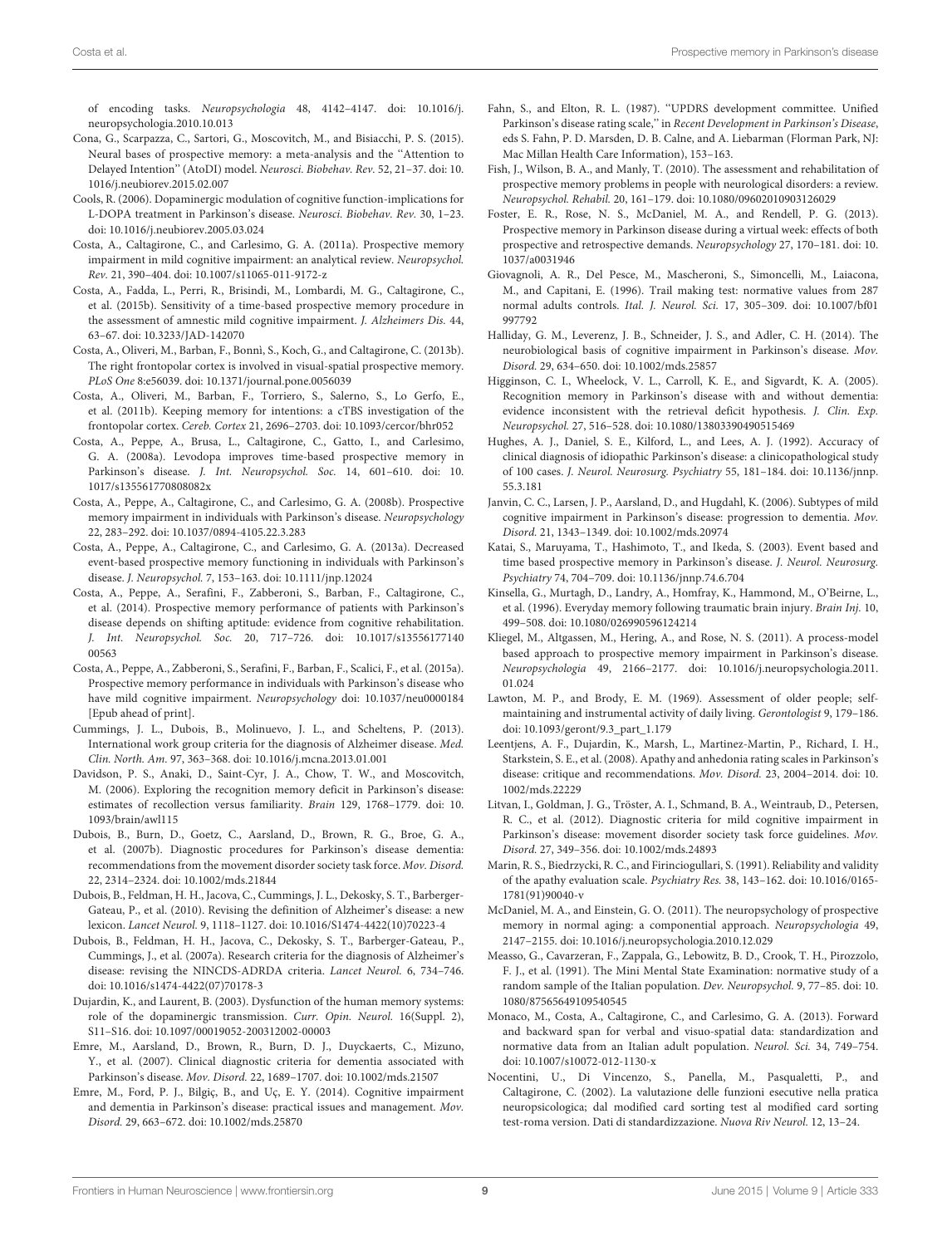of encoding tasks. *Neuropsychologia* 48, 4142–4147. doi: 10.1016/j.neuropsychologia.2010.10.013

Cona, G., Scarpazza, C., Sartori, G., Moscovitch, M., and Bisiacchi, P. S. (2015). Neural bases of prospective memory: a meta-analysis and the "Attention to Delayed Intention" (AtoDI) model. *Neurosci. Biobehav. Rev.* 52, 21–37. doi: 10.1016/j.neubiorev.2015.02.007

Cools, R. (2006). Dopaminergic modulation of cognitive function-implications for L-DOPA treatment in Parkinson's disease. *Neurosci. Biobehav. Rev.* 30, 1–23. doi: 10.1016/j.neubiorev.2005.03.024

Costa, A., Caltagirone, C., and Carlesimo, G. A. (2011a). Prospective memory impairment in mild cognitive impairment: an analytical review. *Neuropsychol. Rev.* 21, 390–404. doi: 10.1007/s11065-011-9172-z

Costa, A., Fadda, L., Perri, R., Brisindi, M., Lombardi, M. G., Caltagirone, C., et al. (2015b). Sensitivity of a time-based prospective memory procedure in the assessment of amnestic mild cognitive impairment. *J. Alzheimers Dis.* 44, 63–67. doi: 10.3233/JAD-142070

Costa, A., Oliveri, M., Barban, F., Bonnì, S., Koch, G., and Caltagirone, C. (2013b). The right frontopolar cortex is involved in visual-spatial prospective memory. *PLoS One* 8:e56039. doi: 10.1371/journal.pone.0056039

Costa, A., Oliveri, M., Barban, F., Torriero, S., Salerno, S., Lo Gerfo, E., et al. (2011b). Keeping memory for intentions: a cTBS investigation of the frontopolar cortex. *Cereb. Cortex* 21, 2696–2703. doi: 10.1093/cercor/bhr052

Costa, A., Peppe, A., Brusa, L., Caltagirone, C., Gatto, I., and Carlesimo, G. A. (2008a). Levodopa improves time-based prospective memory in Parkinson's disease. *J. Int. Neuropsychol. Soc.* 14, 601–610. doi: 10.1017/s135561770808082x

Costa, A., Peppe, A., Caltagirone, C., and Carlesimo, G. A. (2008b). Prospective memory impairment in individuals with Parkinson's disease. *Neuropsychology* 22, 283–292. doi: 10.1037/0894-4105.22.3.283

Costa, A., Peppe, A., Caltagirone, C., and Carlesimo, G. A. (2013a). Decreased event-based prospective memory functioning in individuals with Parkinson's disease. *J. Neuropsychol.* 7, 153–163. doi: 10.1111/jnp.12024

Costa, A., Peppe, A., Serafini, F., Zabberoni, S., Barban, F., Caltagirone, C., et al. (2014). Prospective memory performance of patients with Parkinson's disease depends on shifting aptitude: evidence from cognitive rehabilitation. *J. Int. Neuropsychol. Soc.* 20, 717–726. doi: 10.1017/s1355617714000563

Costa, A., Peppe, A., Zabberoni, S., Serafini, F., Barban, F., Scalici, F., et al. (2015a). Prospective memory performance in individuals with Parkinson's disease who have mild cognitive impairment. *Neuropsychology* doi: 10.1037/neu0000184 [Epub ahead of print].

Cummings, J. L., Dubois, B., Molinuevo, J. L., and Scheltens, P. (2013). International work group criteria for the diagnosis of Alzheimer disease. *Med. Clin. North. Am.* 97, 363–368. doi: 10.1016/j.mcna.2013.01.001

Davidson, P. S., Anaki, D., Saint-Cyr, J. A., Chow, T. W., and Moscovitch, M. (2006). Exploring the recognition memory deficit in Parkinson's disease: estimates of recollection versus familiarity. *Brain* 129, 1768–1779. doi: 10.1093/brain/awl115

Dubois, B., Burn, D., Goetz, C., Aarsland, D., Brown, R. G., Broe, G. A., et al. (2007b). Diagnostic procedures for Parkinson's disease dementia: recommendations from the movement disorder society task force. *Mov. Disord.* 22, 2314–2324. doi: 10.1002/mds.21844

Dubois, B., Feldman, H. H., Jacova, C., Cummings, J. L., Dekosky, S. T., Barberger-Gateau, P., et al. (2010). Revising the definition of Alzheimer's disease: a new lexicon. *Lancet Neurol.* 9, 1118–1127. doi: 10.1016/S1474-4422(10)70223-4

Dubois, B., Feldman, H. H., Jacova, C., Dekosky, S. T., Barberger-Gateau, P., Cummings, J., et al. (2007a). Research criteria for the diagnosis of Alzheimer's disease: revising the NINCDS-ADRDA criteria. *Lancet Neurol.* 6, 734–746. doi: 10.1016/s1474-4422(07)70178-3

Dujardin, K., and Laurent, B. (2003). Dysfunction of the human memory systems: role of the dopaminergic transmission. *Curr. Opin. Neurol.* 16(Suppl. 2), S11–S16. doi: 10.1097/00019052-200312002-00003

Emre, M., Aarsland, D., Brown, R., Burn, D. J., Duyckaerts, C., Mizuno, Y., et al. (2007). Clinical diagnostic criteria for dementia associated with Parkinson's disease. *Mov. Disord.* 22, 1689–1707. doi: 10.1002/mds.21507

Emre, M., Ford, P. J., Bilgiç, B., and Uç, E. Y. (2014). Cognitive impairment and dementia in Parkinson's disease: practical issues and management. *Mov. Disord.* 29, 663–672. doi: 10.1002/mds.25870

Fahn, S., and Elton, R. L. (1987). "UPDRS development committee. Unified Parkinson's disease rating scale," in *Recent Development in Parkinson's Disease*, eds S. Fahn, P. D. Marsden, D. B. Calne, and A. Liebarman (Florman Park, NJ: Mac Millan Health Care Information), 153–163.

Fish, J., Wilson, B. A., and Manly, T. (2010). The assessment and rehabilitation of prospective memory problems in people with neurological disorders: a review. *Neuropsychol. Rehabil.* 20, 161–179. doi: 10.1080/09602010903126029

Foster, E. R., Rose, N. S., McDaniel, M. A., and Rendell, P. G. (2013). Prospective memory in Parkinson disease during a virtual week: effects of both prospective and retrospective demands. *Neuropsychology* 27, 170–181. doi: 10.1037/a0031946

Giovagnoli, A. R., Del Pesce, M., Mascheroni, S., Simoncelli, M., Laiacona, M., and Capitani, E. (1996). Trail making test: normative values from 287 normal adults controls. *Ital. J. Neurol. Sci.* 17, 305–309. doi: 10.1007/bf01997792

Halliday, G. M., Leverenz, J. B., Schneider, J. S., and Adler, C. H. (2014). The neurobiological basis of cognitive impairment in Parkinson's disease. *Mov. Disord.* 29, 634–650. doi: 10.1002/mds.25857

Higginson, C. I., Wheelock, V. L., Carroll, K. E., and Sigvardt, K. A. (2005). Recognition memory in Parkinson's disease with and without dementia: evidence inconsistent with the retrieval deficit hypothesis. *J. Clin. Exp. Neuropsychol.* 27, 516–528. doi: 10.1080/13803390490515469

Hughes, A. J., Daniel, S. E., Kilford, L., and Lees, A. J. (1992). Accuracy of clinical diagnosis of idiopathic Parkinson's disease: a clinicopathological study of 100 cases. *J. Neurol. Neurosurg. Psychiatry* 55, 181–184. doi: 10.1136/jnnp.55.3.181

Janvin, C. C., Larsen, J. P., Aarsland, D., and Hugdahl, K. (2006). Subtypes of mild cognitive impairment in Parkinson's disease: progression to dementia. *Mov. Disord.* 21, 1343–1349. doi: 10.1002/mds.20974

Katai, S., Maruyama, T., Hashimoto, T., and Ikeda, S. (2003). Event based and time based prospective memory in Parkinson's disease. *J. Neurol. Neurosurg. Psychiatry* 74, 704–709. doi: 10.1136/jnnp.74.6.704

Kinsella, G., Murtagh, D., Landry, A., Homfray, K., Hammond, M., O'Beirne, L., et al. (1996). Everyday memory following traumatic brain injury. *Brain Inj.* 10, 499–508. doi: 10.1080/026990596124214

Kliegel, M., Altgassen, M., Hering, A., and Rose, N. S. (2011). A process-model based approach to prospective memory impairment in Parkinson's disease. *Neuropsychologia* 49, 2166–2177. doi: 10.1016/j.neuropsychologia.2011.01.024

Lawton, M. P., and Brody, E. M. (1969). Assessment of older people; self-maintaining and instrumental activity of daily living. *Gerontologist* 9, 179–186. doi: 10.1093/geront/9.3_part_1.179

Leentjens, A. F., Dujardin, K., Marsh, L., Martinez-Martin, P., Richard, I. H., Starkstein, S. E., et al. (2008). Apathy and anhedonia rating scales in Parkinson's disease: critique and recommendations. *Mov. Disord.* 23, 2004–2014. doi: 10.1002/mds.22229

Litvan, I., Goldman, J. G., Tröster, A. I., Schmand, B. A., Weintraub, D., Petersen, R. C., et al. (2012). Diagnostic criteria for mild cognitive impairment in Parkinson's disease: movement disorder society task force guidelines. *Mov. Disord.* 27, 349–356. doi: 10.1002/mds.24893

Marin, R. S., Biedrzycki, R. C., and Firinciogullari, S. (1991). Reliability and validity of the apathy evaluation scale. *Psychiatry Res.* 38, 143–162. doi: 10.1016/0165-1781(91)90040-v

McDaniel, M. A., and Einstein, G. O. (2011). The neuropsychology of prospective memory in normal aging: a componential approach. *Neuropsychologia* 49, 2147–2155. doi: 10.1016/j.neuropsychologia.2010.12.029

Measso, G., Cavarzeran, F., Zappala, G., Lebowitz, B. D., Crook, T. H., Pirozzolo, F. J., et al. (1991). The Mini Mental State Examination: normative study of a random sample of the Italian population. *Dev. Neuropsychol.* 9, 77–85. doi: 10.1080/87565649109540545

Monaco, M., Costa, A., Caltagirone, C., and Carlesimo, G. A. (2013). Forward and backward span for verbal and visuo-spatial data: standardization and normative data from an Italian adult population. *Neurol. Sci.* 34, 749–754. doi: 10.1007/s10072-012-1130-x

Nocentini, U., Di Vincenzo, S., Panella, M., Pasqualetti, P., and Caltagirone, C. (2002). La valutazione delle funzioni esecutive nella pratica neuropsicologica; dal modified card sorting test al modified card sorting test-roma version. Dati di standardizzazione. *Nuova Riv Neurol.* 12, 13–24.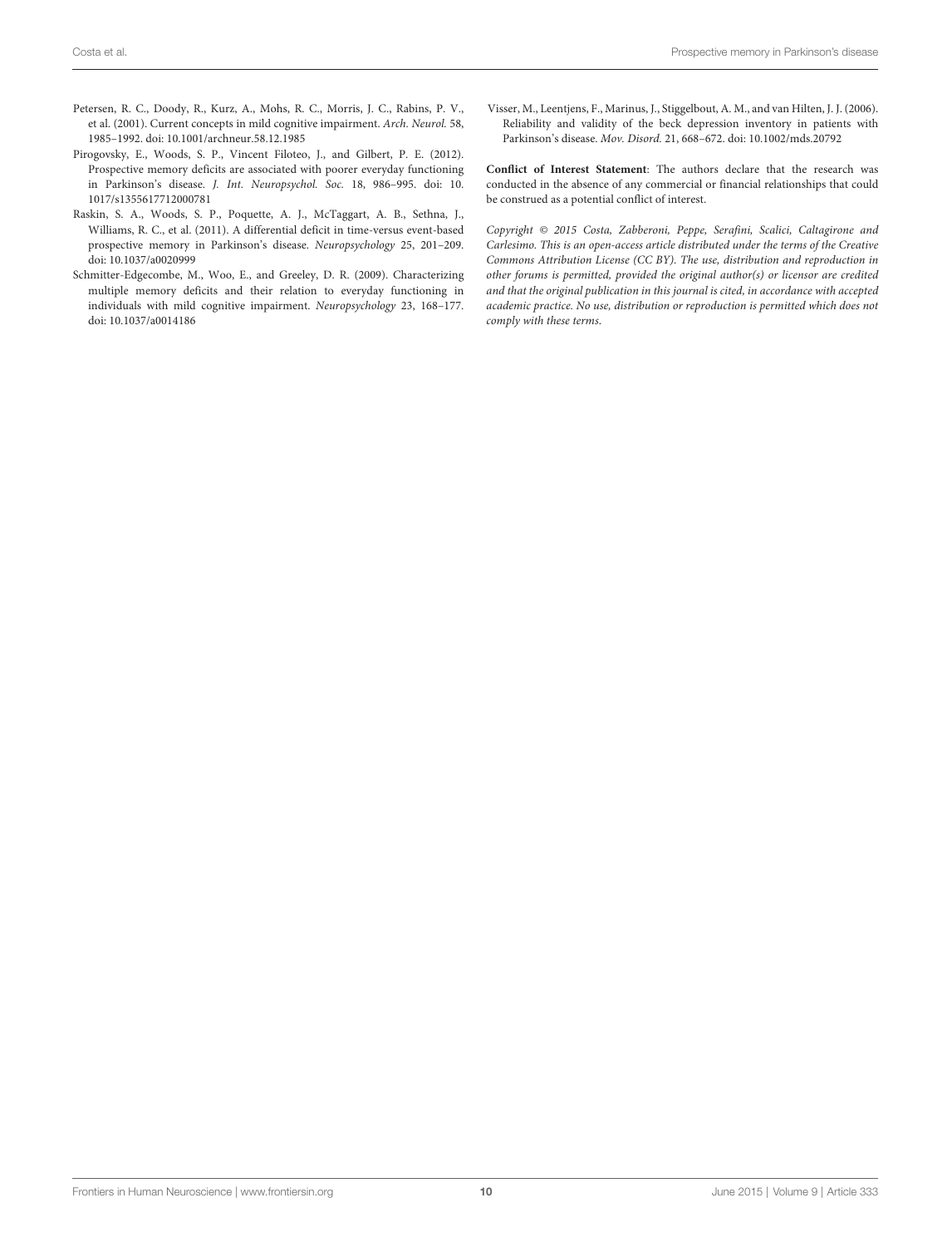Petersen, R. C., Doody, R., Kurz, A., Mohs, R. C., Morris, J. C., Rabins, P. V., et al. (2001). Current concepts in mild cognitive impairment. *Arch. Neurol.* 58, 1985–1992. doi: 10.1001/archneur.58.12.1985

Pirogovsky, E., Woods, S. P., Vincent Filoteo, J., and Gilbert, P. E. (2012). Prospective memory deficits are associated with poorer everyday functioning in Parkinson's disease. *J. Int. Neuropsychol. Soc.* 18, 986–995. doi: 10.1017/s1355617712000781

Raskin, S. A., Woods, S. P., Poquette, A. J., McTaggart, A. B., Sethna, J., Williams, R. C., et al. (2011). A differential deficit in time-versus event-based prospective memory in Parkinson's disease. *Neuropsychology* 25, 201–209. doi: 10.1037/a0020999

Schmitter-Edgecombe, M., Woo, E., and Greeley, D. R. (2009). Characterizing multiple memory deficits and their relation to everyday functioning in individuals with mild cognitive impairment. *Neuropsychology* 23, 168–177. doi: 10.1037/a0014186

Visser, M., Leentjens, F., Marinus, J., Stiggelbout, A. M., and van Hilten, J. J. (2006). Reliability and validity of the beck depression inventory in patients with Parkinson's disease. *Mov. Disord.* 21, 668–672. doi: 10.1002/mds.20792

**Conflict of Interest Statement**: The authors declare that the research was conducted in the absence of any commercial or financial relationships that could be construed as a potential conflict of interest.

*Copyright © 2015 Costa, Zabberoni, Peppe, Serafini, Scalici, Caltagirone and Carlesimo. This is an open-access article distributed under the terms of the Creative Commons Attribution License (CC BY). The use, distribution and reproduction in other forums is permitted, provided the original author(s) or licensor are credited and that the original publication in this journal is cited, in accordance with accepted academic practice. No use, distribution or reproduction is permitted which does not comply with these terms.*